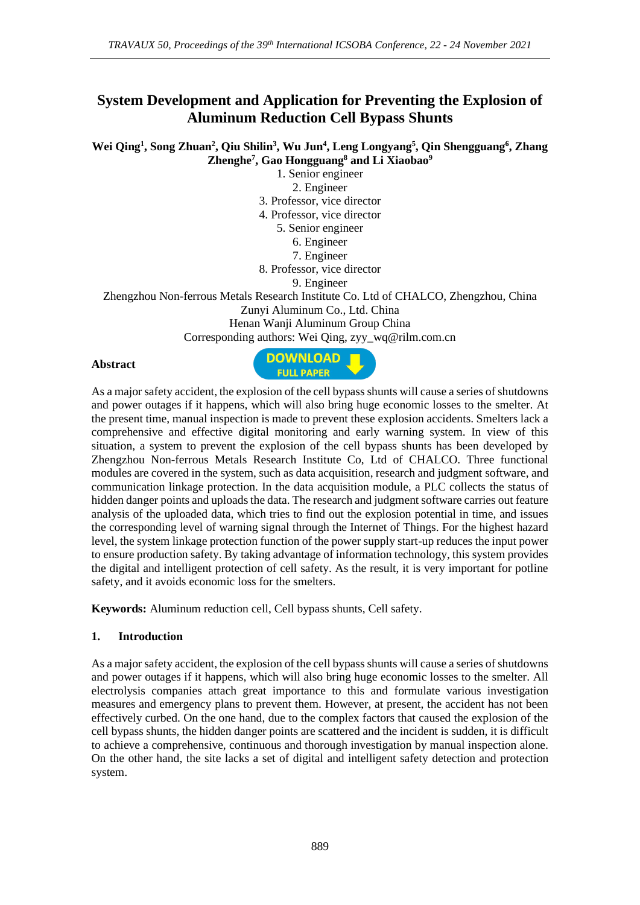# System Development and Application for Preventing the Explosion of Aluminum Reduction Cell Bypass Shunts

**Wei Qing[1], Song Zhuan[2], Qiu Shilin[3], Wu Jun[4], Leng Longyang[5], Qin Shengguang[6], Zhang Zhenghe[7], Gao Hongguang[8] and Li Xiaobao[9]**

1. Senior engineer
2. Engineer
3. Professor, vice director
4. Professor, vice director
5. Senior engineer
6. Engineer
7. Engineer
8. Professor, vice director
9. Engineer

Zhengzhou Non-ferrous Metals Research Institute Co. Ltd of CHALCO, Zhengzhou, China
Zunyi Aluminum Co., Ltd. China
Henan Wanji Aluminum Group China
Corresponding authors: Wei Qing, zyy_wq@rilm.com.cn

**Abstract**

As a major safety accident, the explosion of the cell bypass shunts will cause a series of shutdowns and power outages if it happens, which will also bring huge economic losses to the smelter. At the present time, manual inspection is made to prevent these explosion accidents. Smelters lack a comprehensive and effective digital monitoring and early warning system. In view of this situation, a system to prevent the explosion of the cell bypass shunts has been developed by Zhengzhou Non-ferrous Metals Research Institute Co, Ltd of CHALCO. Three functional modules are covered in the system, such as data acquisition, research and judgment software, and communication linkage protection. In the data acquisition module, a PLC collects the status of hidden danger points and uploads the data. The research and judgment software carries out feature analysis of the uploaded data, which tries to find out the explosion potential in time, and issues the corresponding level of warning signal through the Internet of Things. For the highest hazard level, the system linkage protection function of the power supply start-up reduces the input power to ensure production safety. By taking advantage of information technology, this system provides the digital and intelligent protection of cell safety. As the result, it is very important for potline safety, and it avoids economic loss for the smelters.

**Keywords:** Aluminum reduction cell, Cell bypass shunts, Cell safety.

## 1. Introduction

As a major safety accident, the explosion of the cell bypass shunts will cause a series of shutdowns and power outages if it happens, which will also bring huge economic losses to the smelter. All electrolysis companies attach great importance to this and formulate various investigation measures and emergency plans to prevent them. However, at present, the accident has not been effectively curbed. On the one hand, due to the complex factors that caused the explosion of the cell bypass shunts, the hidden danger points are scattered and the incident is sudden, it is difficult to achieve a comprehensive, continuous and thorough investigation by manual inspection alone. On the other hand, the site lacks a set of digital and intelligent safety detection and protection system.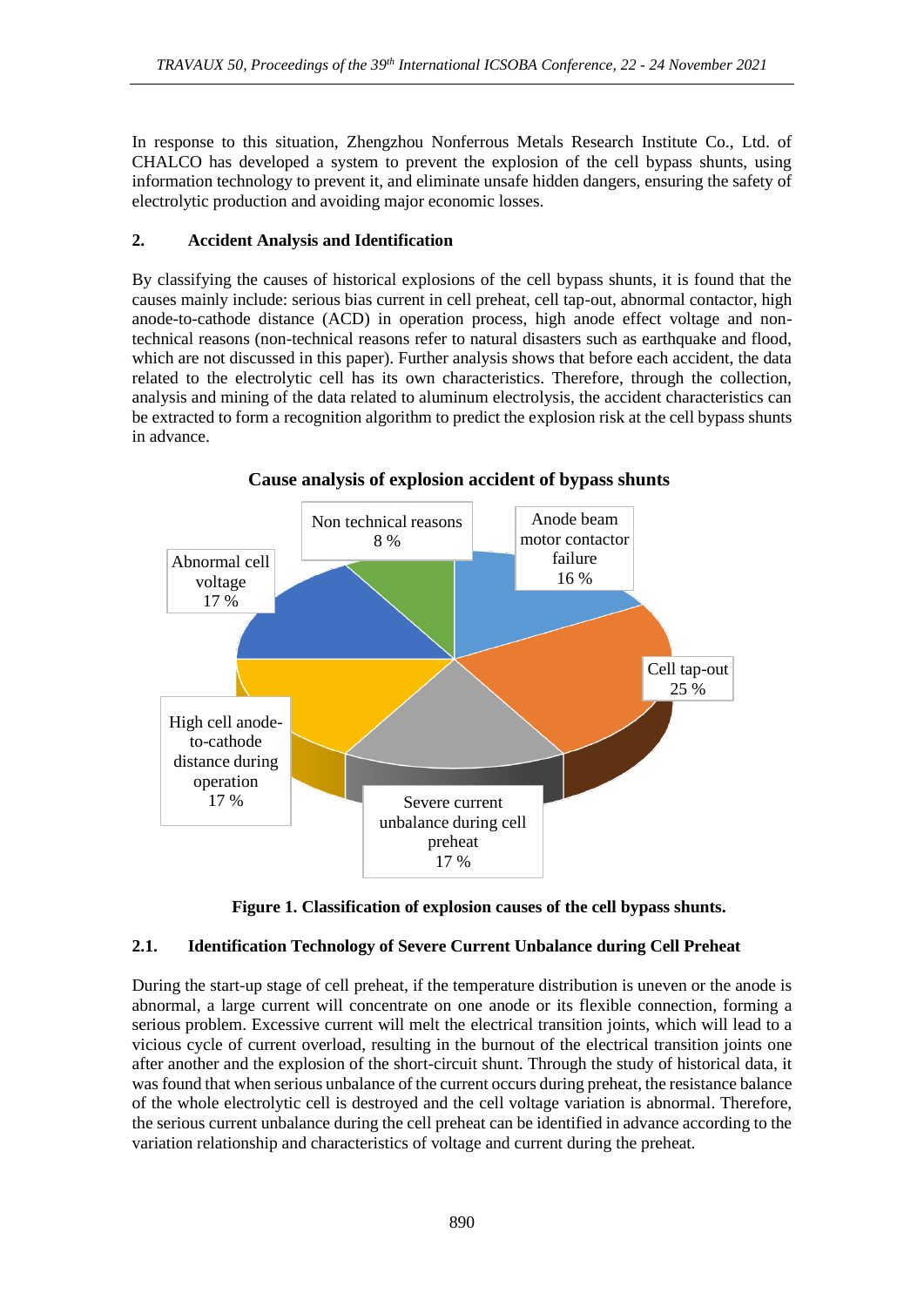In response to this situation, Zhengzhou Nonferrous Metals Research Institute Co., Ltd. of CHALCO has developed a system to prevent the explosion of the cell bypass shunts, using information technology to prevent it, and eliminate unsafe hidden dangers, ensuring the safety of electrolytic production and avoiding major economic losses.

## 2. Accident Analysis and Identification

By classifying the causes of historical explosions of the cell bypass shunts, it is found that the causes mainly include: serious bias current in cell preheat, cell tap-out, abnormal contactor, high anode-to-cathode distance (ACD) in operation process, high anode effect voltage and non-technical reasons (non-technical reasons refer to natural disasters such as earthquake and flood, which are not discussed in this paper). Further analysis shows that before each accident, the data related to the electrolytic cell has its own characteristics. Therefore, through the collection, analysis and mining of the data related to aluminum electrolysis, the accident characteristics can be extracted to form a recognition algorithm to predict the explosion risk at the cell bypass shunts in advance.

**Cause analysis of explosion accident of bypass shunts**

| Cause | Share |
|---|---|
| Anode beam motor contactor failure | 16 % |
| Cell tap-out | 25 % |
| Severe current unbalance during cell preheat | 17 % |
| High cell anode-to-cathode distance during operation | 17 % |
| Abnormal cell voltage | 17 % |
| Non technical reasons | 8 % |

**Figure 1. Classification of explosion causes of the cell bypass shunts.**

### 2.1. Identification Technology of Severe Current Unbalance during Cell Preheat

During the start-up stage of cell preheat, if the temperature distribution is uneven or the anode is abnormal, a large current will concentrate on one anode or its flexible connection, forming a serious problem. Excessive current will melt the electrical transition joints, which will lead to a vicious cycle of current overload, resulting in the burnout of the electrical transition joints one after another and the explosion of the short-circuit shunt. Through the study of historical data, it was found that when serious unbalance of the current occurs during preheat, the resistance balance of the whole electrolytic cell is destroyed and the cell voltage variation is abnormal. Therefore, the serious current unbalance during the cell preheat can be identified in advance according to the variation relationship and characteristics of voltage and current during the preheat.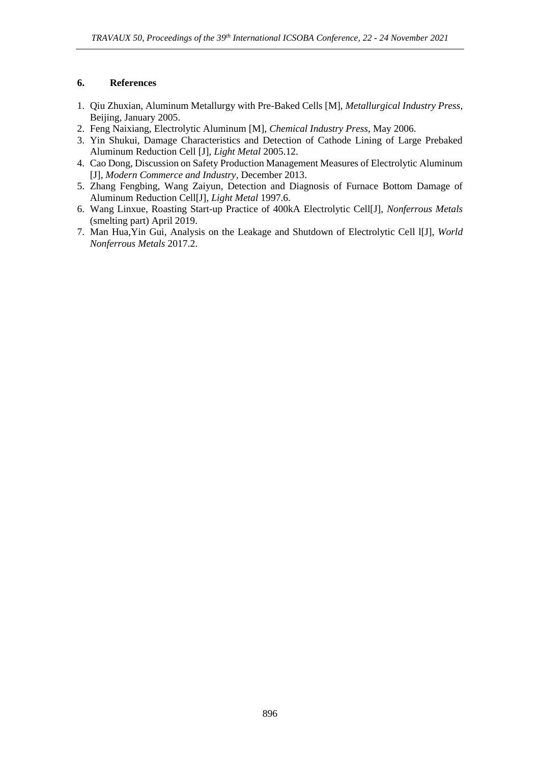## 6. References

1. Qiu Zhuxian, Aluminum Metallurgy with Pre-Baked Cells [M], *Metallurgical Industry Press*, Beijing, January 2005.
2. Feng Naixiang, Electrolytic Aluminum [M], *Chemical Industry Press*, May 2006.
3. Yin Shukui, Damage Characteristics and Detection of Cathode Lining of Large Prebaked Aluminum Reduction Cell [J], *Light Metal* 2005.12.
4. Cao Dong, Discussion on Safety Production Management Measures of Electrolytic Aluminum [J], *Modern Commerce and Industry*, December 2013.
5. Zhang Fengbing, Wang Zaiyun, Detection and Diagnosis of Furnace Bottom Damage of Aluminum Reduction Cell[J], *Light Metal* 1997.6.
6. Wang Linxue, Roasting Start-up Practice of 400kA Electrolytic Cell[J], *Nonferrous Metals* (smelting part) April 2019.
7. Man Hua,Yin Gui, Analysis on the Leakage and Shutdown of Electrolytic Cell l[J], *World Nonferrous Metals* 2017.2.